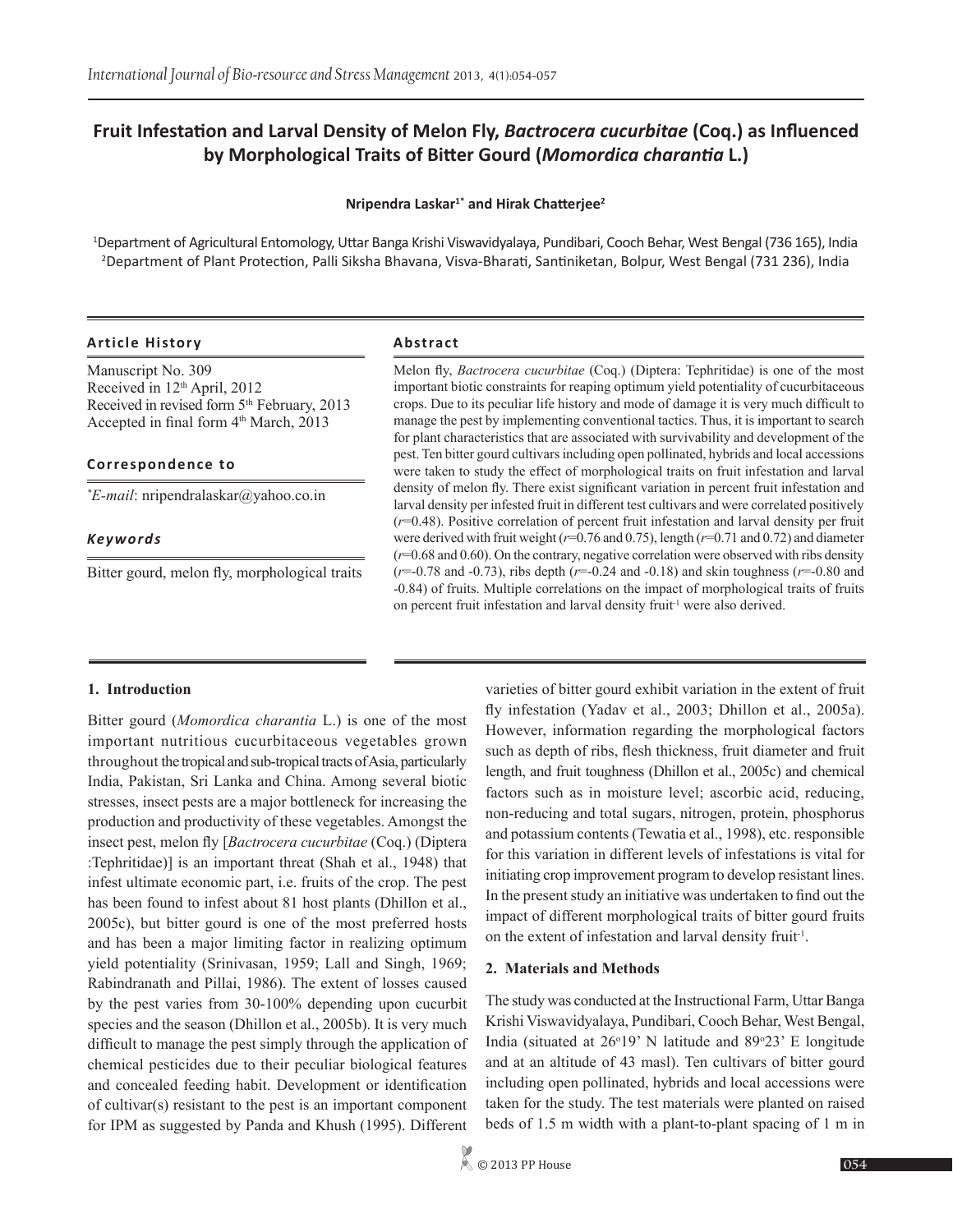# Fruit Infestation and Larval Density of Melon Fly, *Bactrocera cucurbitae* (Coq.) as Influenced by Morphological Traits of Bitter Gourd (*Momordica charantia* L.)

**Nripendra Laskar[1*] and Hirak Chatterjee[2]**

[1]Department of Agricultural Entomology, Uttar Banga Krishi Viswavidyalaya, Pundibari, Cooch Behar, West Bengal (736 165), India
[2]Department of Plant Protection, Palli Siksha Bhavana, Visva-Bharati, Santiniketan, Bolpur, West Bengal (731 236), India

### Article History

Manuscript No. 309
Received in 12th April, 2012
Received in revised form 5th February, 2013
Accepted in final form 4th March, 2013

### Correspondence to

*\*E-mail*: nripendralaskar@yahoo.co.in

### *Keywords*

Bitter gourd, melon fly, morphological traits

### Abstract

Melon fly, *Bactrocera cucurbitae* (Coq.) (Diptera: Tephritidae) is one of the most important biotic constraints for reaping optimum yield potentiality of cucurbitaceous crops. Due to its peculiar life history and mode of damage it is very much difficult to manage the pest by implementing conventional tactics. Thus, it is important to search for plant characteristics that are associated with survivability and development of the pest. Ten bitter gourd cultivars including open pollinated, hybrids and local accessions were taken to study the effect of morphological traits on fruit infestation and larval density of melon fly. There exist significant variation in percent fruit infestation and larval density per infested fruit in different test cultivars and were correlated positively ($r$=0.48). Positive correlation of percent fruit infestation and larval density per fruit were derived with fruit weight ($r$=0.76 and 0.75), length ($r$=0.71 and 0.72) and diameter ($r$=0.68 and 0.60). On the contrary, negative correlation were observed with ribs density ($r$=-0.78 and -0.73), ribs depth ($r$=-0.24 and -0.18) and skin toughness ($r$=-0.80 and -0.84) of fruits. Multiple correlations on the impact of morphological traits of fruits on percent fruit infestation and larval density fruit$^{-1}$ were also derived.

## 1. Introduction

Bitter gourd (*Momordica charantia* L.) is one of the most important nutritious cucurbitaceous vegetables grown throughout the tropical and sub-tropical tracts of Asia, particularly India, Pakistan, Sri Lanka and China. Among several biotic stresses, insect pests are a major bottleneck for increasing the production and productivity of these vegetables. Amongst the insect pest, melon fly [*Bactrocera cucurbitae* (Coq.) (Diptera :Tephritidae)] is an important threat (Shah et al., 1948) that infest ultimate economic part, i.e. fruits of the crop. The pest has been found to infest about 81 host plants (Dhillon et al., 2005c), but bitter gourd is one of the most preferred hosts and has been a major limiting factor in realizing optimum yield potentiality (Srinivasan, 1959; Lall and Singh, 1969; Rabindranath and Pillai, 1986). The extent of losses caused by the pest varies from 30-100% depending upon cucurbit species and the season (Dhillon et al., 2005b). It is very much difficult to manage the pest simply through the application of chemical pesticides due to their peculiar biological features and concealed feeding habit. Development or identification of cultivar(s) resistant to the pest is an important component for IPM as suggested by Panda and Khush (1995). Different varieties of bitter gourd exhibit variation in the extent of fruit fly infestation (Yadav et al., 2003; Dhillon et al., 2005a). However, information regarding the morphological factors such as depth of ribs, flesh thickness, fruit diameter and fruit length, and fruit toughness (Dhillon et al., 2005c) and chemical factors such as in moisture level; ascorbic acid, reducing, non-reducing and total sugars, nitrogen, protein, phosphorus and potassium contents (Tewatia et al., 1998), etc. responsible for this variation in different levels of infestations is vital for initiating crop improvement program to develop resistant lines. In the present study an initiative was undertaken to find out the impact of different morphological traits of bitter gourd fruits on the extent of infestation and larval density fruit$^{-1}$.

## 2. Materials and Methods

The study was conducted at the Instructional Farm, Uttar Banga Krishi Viswavidyalaya, Pundibari, Cooch Behar, West Bengal, India (situated at 26°19' N latitude and 89°23' E longitude and at an altitude of 43 masl). Ten cultivars of bitter gourd including open pollinated, hybrids and local accessions were taken for the study. The test materials were planted on raised beds of 1.5 m width with a plant-to-plant spacing of 1 m in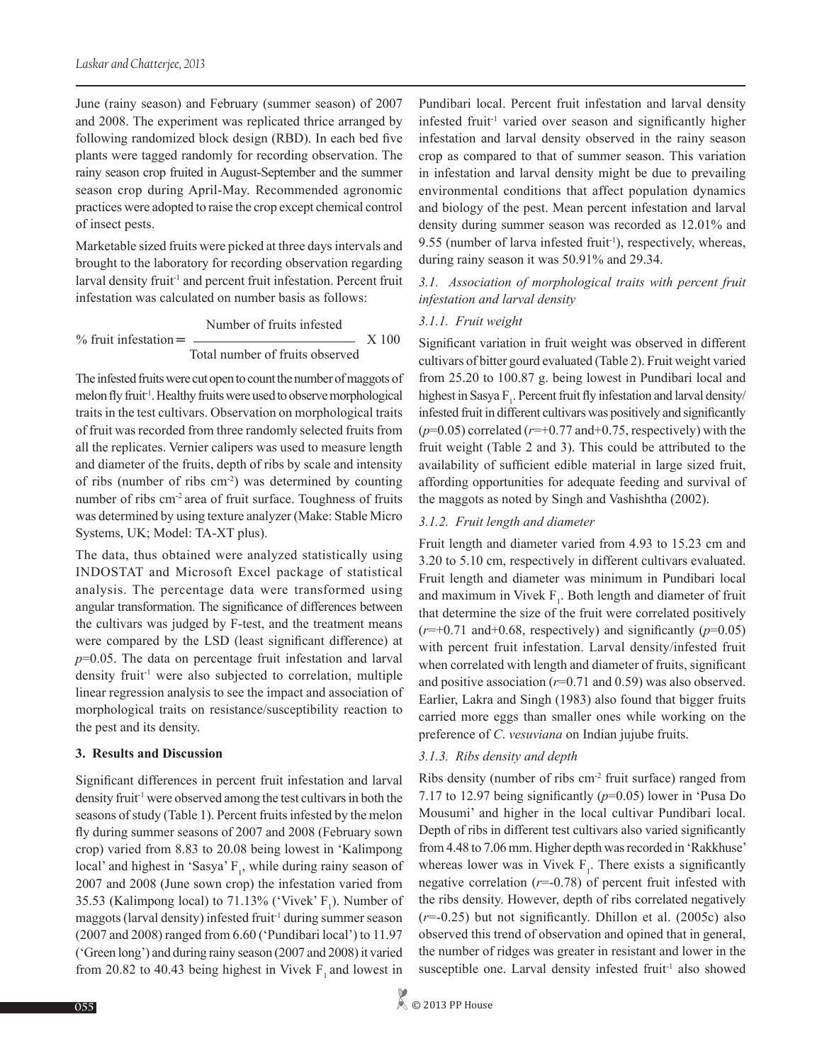June (rainy season) and February (summer season) of 2007 and 2008. The experiment was replicated thrice arranged by following randomized block design (RBD). In each bed five plants were tagged randomly for recording observation. The rainy season crop fruited in August-September and the summer season crop during April-May. Recommended agronomic practices were adopted to raise the crop except chemical control of insect pests.

Marketable sized fruits were picked at three days intervals and brought to the laboratory for recording observation regarding larval density fruit$^{-1}$ and percent fruit infestation. Percent fruit infestation was calculated on number basis as follows:

$$\% \text{ fruit infestation} = \frac{\text{Number of fruits infested}}{\text{Total number of fruits observed}} \times 100$$

The infested fruits were cut open to count the number of maggots of melon fly fruit$^{-1}$. Healthy fruits were used to observe morphological traits in the test cultivars. Observation on morphological traits of fruit was recorded from three randomly selected fruits from all the replicates. Vernier calipers was used to measure length and diameter of the fruits, depth of ribs by scale and intensity of ribs (number of ribs cm$^{-2}$) was determined by counting number of ribs cm$^{-2}$ area of fruit surface. Toughness of fruits was determined by using texture analyzer (Make: Stable Micro Systems, UK; Model: TA-XT plus).

The data, thus obtained were analyzed statistically using INDOSTAT and Microsoft Excel package of statistical analysis. The percentage data were transformed using angular transformation. The significance of differences between the cultivars was judged by F-test, and the treatment means were compared by the LSD (least significant difference) at $p$=0.05. The data on percentage fruit infestation and larval density fruit$^{-1}$ were also subjected to correlation, multiple linear regression analysis to see the impact and association of morphological traits on resistance/susceptibility reaction to the pest and its density.

## 3. Results and Discussion

Significant differences in percent fruit infestation and larval density fruit$^{-1}$ were observed among the test cultivars in both the seasons of study (Table 1). Percent fruits infested by the melon fly during summer seasons of 2007 and 2008 (February sown crop) varied from 8.83 to 20.08 being lowest in 'Kalimpong local' and highest in 'Sasya' $F_1$, while during rainy season of 2007 and 2008 (June sown crop) the infestation varied from 35.53 (Kalimpong local) to 71.13% ('Vivek' $F_1$). Number of maggots (larval density) infested fruit$^{-1}$ during summer season (2007 and 2008) ranged from 6.60 ('Pundibari local') to 11.97 ('Green long') and during rainy season (2007 and 2008) it varied from 20.82 to 40.43 being highest in Vivek $F_1$ and lowest in Pundibari local. Percent fruit infestation and larval density infested fruit$^{-1}$ varied over season and significantly higher infestation and larval density observed in the rainy season crop as compared to that of summer season. This variation in infestation and larval density might be due to prevailing environmental conditions that affect population dynamics and biology of the pest. Mean percent infestation and larval density during summer season was recorded as 12.01% and 9.55 (number of larva infested fruit$^{-1}$), respectively, whereas, during rainy season it was 50.91% and 29.34.

### 3.1. Association of morphological traits with percent fruit infestation and larval density

#### 3.1.1. Fruit weight

Significant variation in fruit weight was observed in different cultivars of bitter gourd evaluated (Table 2). Fruit weight varied from 25.20 to 100.87 g. being lowest in Pundibari local and highest in Sasya $F_1$. Percent fruit fly infestation and larval density/infested fruit in different cultivars was positively and significantly ($p$=0.05) correlated ($r$=+0.77 and+0.75, respectively) with the fruit weight (Table 2 and 3). This could be attributed to the availability of sufficient edible material in large sized fruit, affording opportunities for adequate feeding and survival of the maggots as noted by Singh and Vashishtha (2002).

#### 3.1.2. Fruit length and diameter

Fruit length and diameter varied from 4.93 to 15.23 cm and 3.20 to 5.10 cm, respectively in different cultivars evaluated. Fruit length and diameter was minimum in Pundibari local and maximum in Vivek $F_1$. Both length and diameter of fruit that determine the size of the fruit were correlated positively ($r$=+0.71 and+0.68, respectively) and significantly ($p$=0.05) with percent fruit infestation. Larval density/infested fruit when correlated with length and diameter of fruits, significant and positive association ($r$=0.71 and 0.59) was also observed. Earlier, Lakra and Singh (1983) also found that bigger fruits carried more eggs than smaller ones while working on the preference of *C. vesuviana* on Indian jujube fruits.

#### 3.1.3. Ribs density and depth

Ribs density (number of ribs cm$^{-2}$ fruit surface) ranged from 7.17 to 12.97 being significantly ($p$=0.05) lower in 'Pusa Do Mousumi' and higher in the local cultivar Pundibari local. Depth of ribs in different test cultivars also varied significantly from 4.48 to 7.06 mm. Higher depth was recorded in 'Rakkhuse' whereas lower was in Vivek $F_1$. There exists a significantly negative correlation ($r$=-0.78) of percent fruit infested with the ribs density. However, depth of ribs correlated negatively ($r$=-0.25) but not significantly. Dhillon et al. (2005c) also observed this trend of observation and opined that in general, the number of ridges was greater in resistant and lower in the susceptible one. Larval density infested fruit$^{-1}$ also showed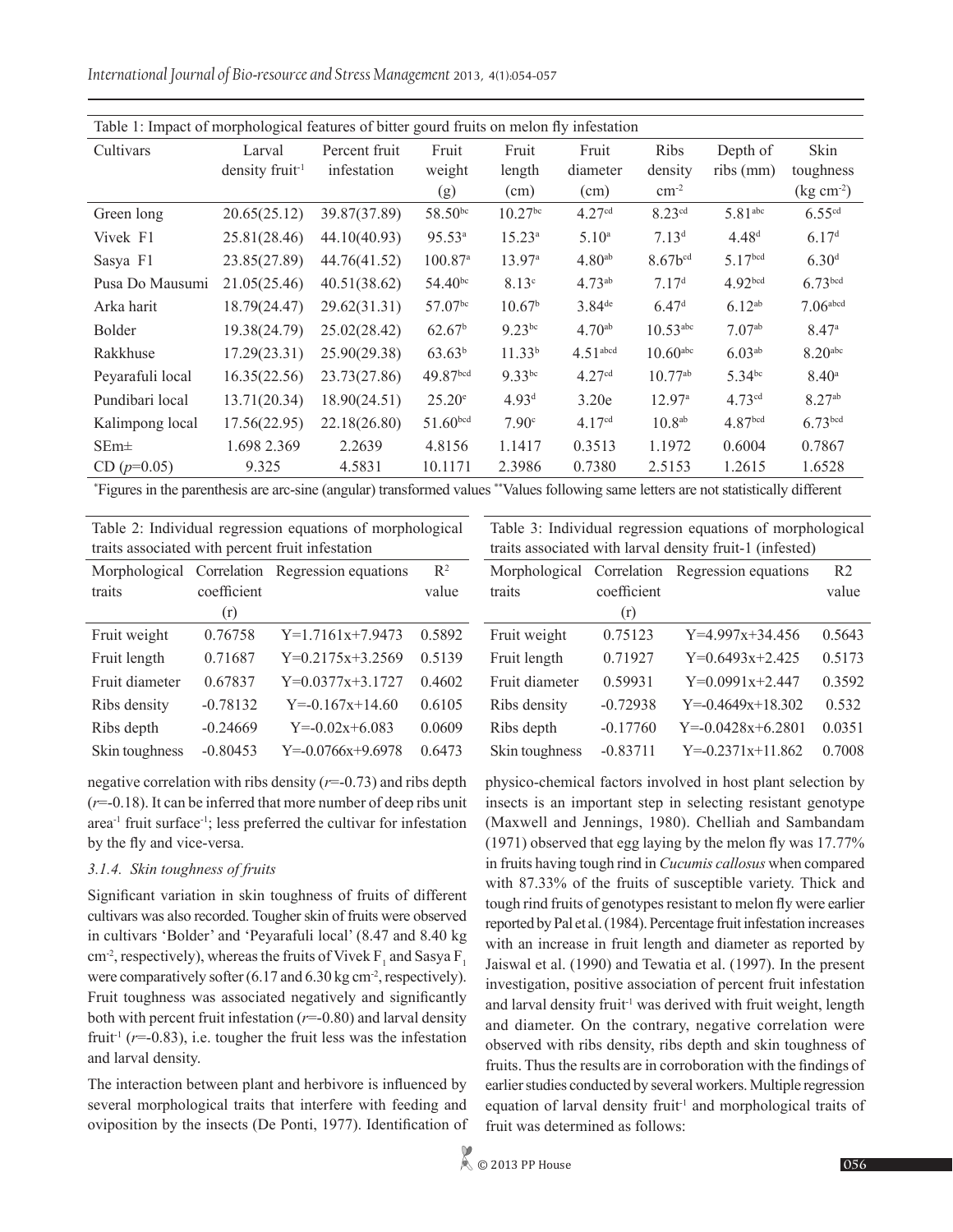Table 1: Impact of morphological features of bitter gourd fruits on melon fly infestation

| Cultivars | Larval density fruit$^{-1}$ | Percent fruit infestation | Fruit weight (g) | Fruit length (cm) | Fruit diameter (cm) | Ribs density cm$^{-2}$ | Depth of ribs (mm) | Skin toughness (kg cm$^{-2}$) |
|---|---|---|---|---|---|---|---|---|
| Green long | 20.65(25.12) | 39.87(37.89) | 58.50$^{bc}$ | 10.27$^{bc}$ | 4.27$^{cd}$ | 8.23$^{cd}$ | 5.81$^{abc}$ | 6.55$^{cd}$ |
| Vivek F1 | 25.81(28.46) | 44.10(40.93) | 95.53$^{a}$ | 15.23$^{a}$ | 5.10$^{a}$ | 7.13$^{d}$ | 4.48$^{d}$ | 6.17$^{d}$ |
| Sasya F1 | 23.85(27.89) | 44.76(41.52) | 100.87$^{a}$ | 13.97$^{a}$ | 4.80$^{ab}$ | 8.67b$^{cd}$ | 5.17$^{bcd}$ | 6.30$^{d}$ |
| Pusa Do Mausumi | 21.05(25.46) | 40.51(38.62) | 54.40$^{bc}$ | 8.13$^{c}$ | 4.73$^{ab}$ | 7.17$^{d}$ | 4.92$^{bcd}$ | 6.73$^{bcd}$ |
| Arka harit | 18.79(24.47) | 29.62(31.31) | 57.07$^{bc}$ | 10.67$^{b}$ | 3.84$^{de}$ | 6.47$^{d}$ | 6.12$^{ab}$ | 7.06$^{abcd}$ |
| Bolder | 19.38(24.79) | 25.02(28.42) | 62.67$^{b}$ | 9.23$^{bc}$ | 4.70$^{ab}$ | 10.53$^{abc}$ | 7.07$^{ab}$ | 8.47$^{a}$ |
| Rakkhuse | 17.29(23.31) | 25.90(29.38) | 63.63$^{b}$ | 11.33$^{b}$ | 4.51$^{abcd}$ | 10.60$^{abc}$ | 6.03$^{ab}$ | 8.20$^{abc}$ |
| Peyarafuli local | 16.35(22.56) | 23.73(27.86) | 49.87$^{bcd}$ | 9.33$^{bc}$ | 4.27$^{cd}$ | 10.77$^{ab}$ | 5.34$^{bc}$ | 8.40$^{a}$ |
| Pundibari local | 13.71(20.34) | 18.90(24.51) | 25.20$^{e}$ | 4.93$^{d}$ | 3.20e | 12.97$^{a}$ | 4.73$^{cd}$ | 8.27$^{ab}$ |
| Kalimpong local | 17.56(22.95) | 22.18(26.80) | 51.60$^{bcd}$ | 7.90$^{c}$ | 4.17$^{cd}$ | 10.8$^{ab}$ | 4.87$^{bcd}$ | 6.73$^{bcd}$ |
| SEm± | 1.698 2.369 | 2.2639 | 4.8156 | 1.1417 | 0.3513 | 1.1972 | 0.6004 | 0.7867 |
| CD ($p$=0.05) | 9.325 | 4.5831 | 10.1171 | 2.3986 | 0.7380 | 2.5153 | 1.2615 | 1.6528 |

*Figures in the parenthesis are arc-sine (angular) transformed values **Values following same letters are not statistically different

Table 2: Individual regression equations of morphological traits associated with percent fruit infestation

| Morphological traits | Correlation coefficient (r) | Regression equations | $R^2$ value |
|---|---|---|---|
| Fruit weight | 0.76758 | Y=1.7161x+7.9473 | 0.5892 |
| Fruit length | 0.71687 | Y=0.2175x+3.2569 | 0.5139 |
| Fruit diameter | 0.67837 | Y=0.0377x+3.1727 | 0.4602 |
| Ribs density | -0.78132 | Y=-0.167x+14.60 | 0.6105 |
| Ribs depth | -0.24669 | Y=-0.02x+6.083 | 0.0609 |
| Skin toughness | -0.80453 | Y=-0.0766x+9.6978 | 0.6473 |

Table 3: Individual regression equations of morphological traits associated with larval density fruit-1 (infested)

| Morphological traits | Correlation coefficient (r) | Regression equations | R2 value |
|---|---|---|---|
| Fruit weight | 0.75123 | Y=4.997x+34.456 | 0.5643 |
| Fruit length | 0.71927 | Y=0.6493x+2.425 | 0.5173 |
| Fruit diameter | 0.59931 | Y=0.0991x+2.447 | 0.3592 |
| Ribs density | -0.72938 | Y=-0.4649x+18.302 | 0.532 |
| Ribs depth | -0.17760 | Y=-0.0428x+6.2801 | 0.0351 |
| Skin toughness | -0.83711 | Y=-0.2371x+11.862 | 0.7008 |

negative correlation with ribs density ($r$=-0.73) and ribs depth ($r$=-0.18). It can be inferred that more number of deep ribs unit area$^{-1}$ fruit surface$^{-1}$; less preferred the cultivar for infestation by the fly and vice-versa.

### *3.1.4. Skin toughness of fruits*

Significant variation in skin toughness of fruits of different cultivars was also recorded. Tougher skin of fruits were observed in cultivars 'Bolder' and 'Peyarafuli local' (8.47 and 8.40 kg cm$^{-2}$, respectively), whereas the fruits of Vivek $F_1$ and Sasya $F_1$ were comparatively softer (6.17 and 6.30 kg cm$^{-2}$, respectively). Fruit toughness was associated negatively and significantly both with percent fruit infestation ($r$=-0.80) and larval density fruit$^{-1}$ ($r$=-0.83), i.e. tougher the fruit less was the infestation and larval density.

The interaction between plant and herbivore is influenced by several morphological traits that interfere with feeding and oviposition by the insects (De Ponti, 1977). Identification of physico-chemical factors involved in host plant selection by insects is an important step in selecting resistant genotype (Maxwell and Jennings, 1980). Chelliah and Sambandam (1971) observed that egg laying by the melon fly was 17.77% in fruits having tough rind in *Cucumis callosus* when compared with 87.33% of the fruits of susceptible variety. Thick and tough rind fruits of genotypes resistant to melon fly were earlier reported by Pal et al. (1984). Percentage fruit infestation increases with an increase in fruit length and diameter as reported by Jaiswal et al. (1990) and Tewatia et al. (1997). In the present investigation, positive association of percent fruit infestation and larval density fruit$^{-1}$ was derived with fruit weight, length and diameter. On the contrary, negative correlation were observed with ribs density, ribs depth and skin toughness of fruits. Thus the results are in corroboration with the findings of earlier studies conducted by several workers. Multiple regression equation of larval density fruit$^{-1}$ and morphological traits of fruit was determined as follows: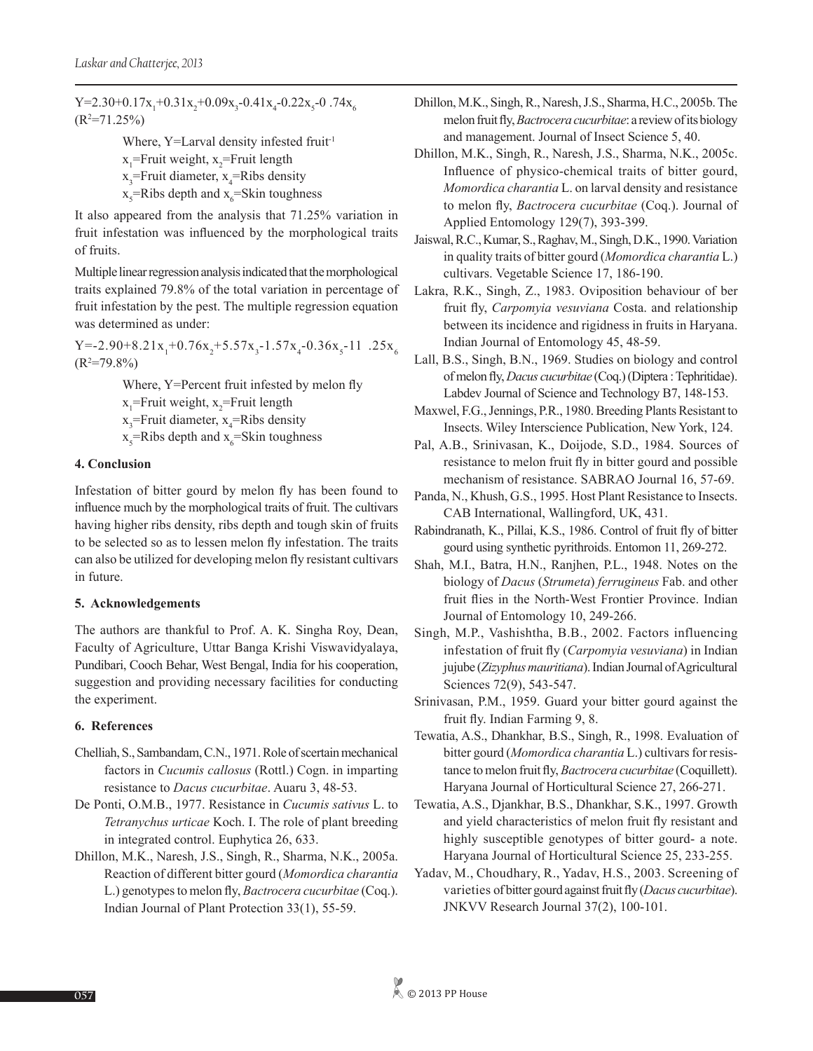$Y=2.30+0.17x_1+0.31x_2+0.09x_3-0.41x_4-0.22x_5-0.74x_6$ ($R^2=71.25\%$)

Where, Y=Larval density infested fruit$^{-1}$

$x_1$=Fruit weight, $x_2$=Fruit length

$x_3$=Fruit diameter, $x_4$=Ribs density

$x_5$=Ribs depth and $x_6$=Skin toughness

It also appeared from the analysis that 71.25% variation in fruit infestation was influenced by the morphological traits of fruits.

Multiple linear regression analysis indicated that the morphological traits explained 79.8% of the total variation in percentage of fruit infestation by the pest. The multiple regression equation was determined as under:

$Y=-2.90+8.21x_1+0.76x_2+5.57x_3-1.57x_4-0.36x_5-11.25x_6$ ($R^2=79.8\%$)

Where, Y=Percent fruit infested by melon fly

$x_1$=Fruit weight, $x_2$=Fruit length

$x_3$=Fruit diameter, $x_4$=Ribs density

$x_5$=Ribs depth and $x_6$=Skin toughness

## 4. Conclusion

Infestation of bitter gourd by melon fly has been found to influence much by the morphological traits of fruit. The cultivars having higher ribs density, ribs depth and tough skin of fruits to be selected so as to lessen melon fly infestation. The traits can also be utilized for developing melon fly resistant cultivars in future.

## 5. Acknowledgements

The authors are thankful to Prof. A. K. Singha Roy, Dean, Faculty of Agriculture, Uttar Banga Krishi Viswavidyalaya, Pundibari, Cooch Behar, West Bengal, India for his cooperation, suggestion and providing necessary facilities for conducting the experiment.

## 6. References

Chelliah, S., Sambandam, C.N., 1971. Role of scertain mechanical factors in *Cucumis callosus* (Rottl.) Cogn. in imparting resistance to *Dacus cucurbitae*. Auaru 3, 48-53.

De Ponti, O.M.B., 1977. Resistance in *Cucumis sativus* L. to *Tetranychus urticae* Koch. I. The role of plant breeding in integrated control. Euphytica 26, 633.

Dhillon, M.K., Naresh, J.S., Singh, R., Sharma, N.K., 2005a. Reaction of different bitter gourd (*Momordica charantia* L.) genotypes to melon fly, *Bactrocera cucurbitae* (Coq.). Indian Journal of Plant Protection 33(1), 55-59.

Dhillon, M.K., Singh, R., Naresh, J.S., Sharma, H.C., 2005b. The melon fruit fly, *Bactrocera cucurbitae*: a review of its biology and management. Journal of Insect Science 5, 40.

Dhillon, M.K., Singh, R., Naresh, J.S., Sharma, N.K., 2005c. Influence of physico-chemical traits of bitter gourd, *Momordica charantia* L. on larval density and resistance to melon fly, *Bactrocera cucurbitae* (Coq.). Journal of Applied Entomology 129(7), 393-399.

Jaiswal, R.C., Kumar, S., Raghav, M., Singh, D.K., 1990. Variation in quality traits of bitter gourd (*Momordica charantia* L.) cultivars. Vegetable Science 17, 186-190.

Lakra, R.K., Singh, Z., 1983. Oviposition behaviour of ber fruit fly, *Carpomyia vesuviana* Costa. and relationship between its incidence and rigidness in fruits in Haryana. Indian Journal of Entomology 45, 48-59.

Lall, B.S., Singh, B.N., 1969. Studies on biology and control of melon fly, *Dacus cucurbitae* (Coq.) (Diptera : Tephritidae). Labdev Journal of Science and Technology B7, 148-153.

Maxwel, F.G., Jennings, P.R., 1980. Breeding Plants Resistant to Insects. Wiley Interscience Publication, New York, 124.

Pal, A.B., Srinivasan, K., Doijode, S.D., 1984. Sources of resistance to melon fruit fly in bitter gourd and possible mechanism of resistance. SABRAO Journal 16, 57-69.

Panda, N., Khush, G.S., 1995. Host Plant Resistance to Insects. CAB International, Wallingford, UK, 431.

Rabindranath, K., Pillai, K.S., 1986. Control of fruit fly of bitter gourd using synthetic pyrithroids. Entomon 11, 269-272.

Shah, M.I., Batra, H.N., Ranjhen, P.L., 1948. Notes on the biology of *Dacus* (*Strumeta*) *ferrugineus* Fab. and other fruit flies in the North-West Frontier Province. Indian Journal of Entomology 10, 249-266.

Singh, M.P., Vashishtha, B.B., 2002. Factors influencing infestation of fruit fly (*Carpomyia vesuviana*) in Indian jujube (*Zizyphus mauritiana*). Indian Journal of Agricultural Sciences 72(9), 543-547.

Srinivasan, P.M., 1959. Guard your bitter gourd against the fruit fly. Indian Farming 9, 8.

Tewatia, A.S., Dhankhar, B.S., Singh, R., 1998. Evaluation of bitter gourd (*Momordica charantia* L.) cultivars for resistance to melon fruit fly, *Bactrocera cucurbitae* (Coquillett). Haryana Journal of Horticultural Science 27, 266-271.

Tewatia, A.S., Djankhar, B.S., Dhankhar, S.K., 1997. Growth and yield characteristics of melon fruit fly resistant and highly susceptible genotypes of bitter gourd- a note. Haryana Journal of Horticultural Science 25, 233-255.

Yadav, M., Choudhary, R., Yadav, H.S., 2003. Screening of varieties of bitter gourd against fruit fly (*Dacus cucurbitae*). JNKVV Research Journal 37(2), 100-101.